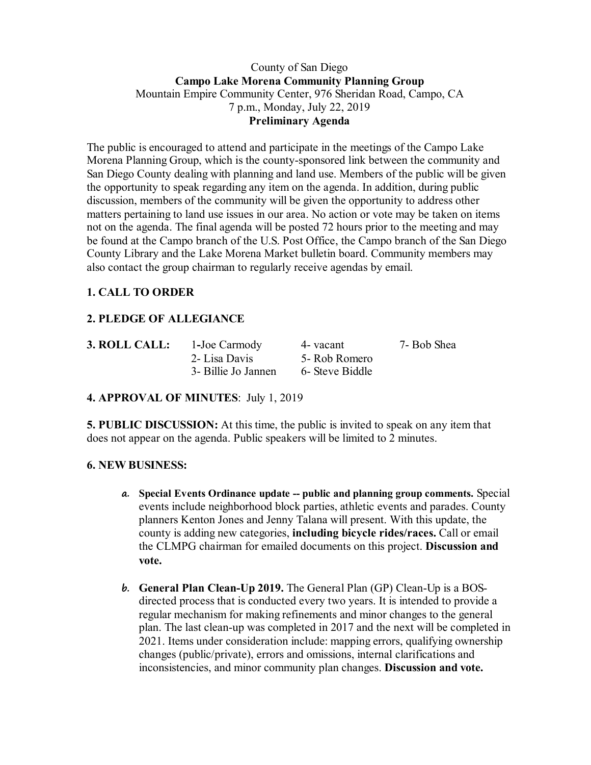County of San Diego

**Campo Lake Morena Community Planning Group**

Mountain Empire Community Center, 976 Sheridan Road, Campo, CA

7 p.m., Monday, July 22, 2019

**Preliminary Agenda**

The public is encouraged to attend and participate in the meetings of the Campo Lake Morena Planning Group, which is the county-sponsored link between the community and San Diego County dealing with planning and land use. Members of the public will be given the opportunity to speak regarding any item on the agenda. In addition, during public discussion, members of the community will be given the opportunity to address other matters pertaining to land use issues in our area. No action or vote may be taken on items not on the agenda. The final agenda will be posted 72 hours prior to the meeting and may be found at the Campo branch of the U.S. Post Office, the Campo branch of the San Diego County Library and the Lake Morena Market bulletin board. Community members may also contact the group chairman to regularly receive agendas by email.

**1. CALL TO ORDER**

**2. PLEDGE OF ALLEGIANCE**

| | | | |
|---|---|---|---|
| **3. ROLL CALL:** | 1-Joe Carmody | 4- vacant | 7- Bob Shea |
| | 2- Lisa Davis | 5- Rob Romero | |
| | 3- Billie Jo Jannen | 6- Steve Biddle | |

**4. APPROVAL OF MINUTES**: July 1, 2019

**5. PUBLIC DISCUSSION:** At this time, the public is invited to speak on any item that does not appear on the agenda. Public speakers will be limited to 2 minutes.

**6. NEW BUSINESS:**

a. **Special Events Ordinance update -- public and planning group comments.** Special events include neighborhood block parties, athletic events and parades. County planners Kenton Jones and Jenny Talana will present. With this update, the county is adding new categories, **including bicycle rides/races.** Call or email the CLMPG chairman for emailed documents on this project. **Discussion and vote.**

b. **General Plan Clean-Up 2019.** The General Plan (GP) Clean-Up is a BOS-directed process that is conducted every two years. It is intended to provide a regular mechanism for making refinements and minor changes to the general plan. The last clean-up was completed in 2017 and the next will be completed in 2021. Items under consideration include: mapping errors, qualifying ownership changes (public/private), errors and omissions, internal clarifications and inconsistencies, and minor community plan changes. **Discussion and vote.**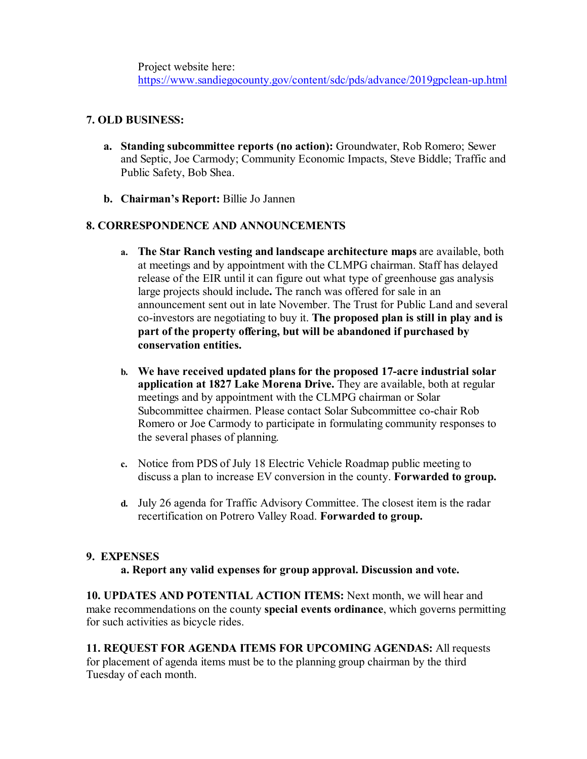Project website here:
https://www.sandiegocounty.gov/content/sdc/pds/advance/2019gpclean-up.html

## 7. OLD BUSINESS:

a. **Standing subcommittee reports (no action):** Groundwater, Rob Romero; Sewer and Septic, Joe Carmody; Community Economic Impacts, Steve Biddle; Traffic and Public Safety, Bob Shea.

b. **Chairman's Report:** Billie Jo Jannen

## 8. CORRESPONDENCE AND ANNOUNCEMENTS

a. **The Star Ranch vesting and landscape architecture maps** are available, both at meetings and by appointment with the CLMPG chairman. Staff has delayed release of the EIR until it can figure out what type of greenhouse gas analysis large projects should include**.** The ranch was offered for sale in an announcement sent out in late November. The Trust for Public Land and several co-investors are negotiating to buy it. **The proposed plan is still in play and is part of the property offering, but will be abandoned if purchased by conservation entities.**

b. **We have received updated plans for the proposed 17-acre industrial solar application at 1827 Lake Morena Drive.** They are available, both at regular meetings and by appointment with the CLMPG chairman or Solar Subcommittee chairmen. Please contact Solar Subcommittee co-chair Rob Romero or Joe Carmody to participate in formulating community responses to the several phases of planning.

c. Notice from PDS of July 18 Electric Vehicle Roadmap public meeting to discuss a plan to increase EV conversion in the county. **Forwarded to group.**

d. July 26 agenda for Traffic Advisory Committee. The closest item is the radar recertification on Potrero Valley Road. **Forwarded to group.**

## 9. EXPENSES

**a. Report any valid expenses for group approval. Discussion and vote.**

**10. UPDATES AND POTENTIAL ACTION ITEMS:** Next month, we will hear and make recommendations on the county **special events ordinance**, which governs permitting for such activities as bicycle rides.

**11. REQUEST FOR AGENDA ITEMS FOR UPCOMING AGENDAS:** All requests for placement of agenda items must be to the planning group chairman by the third Tuesday of each month.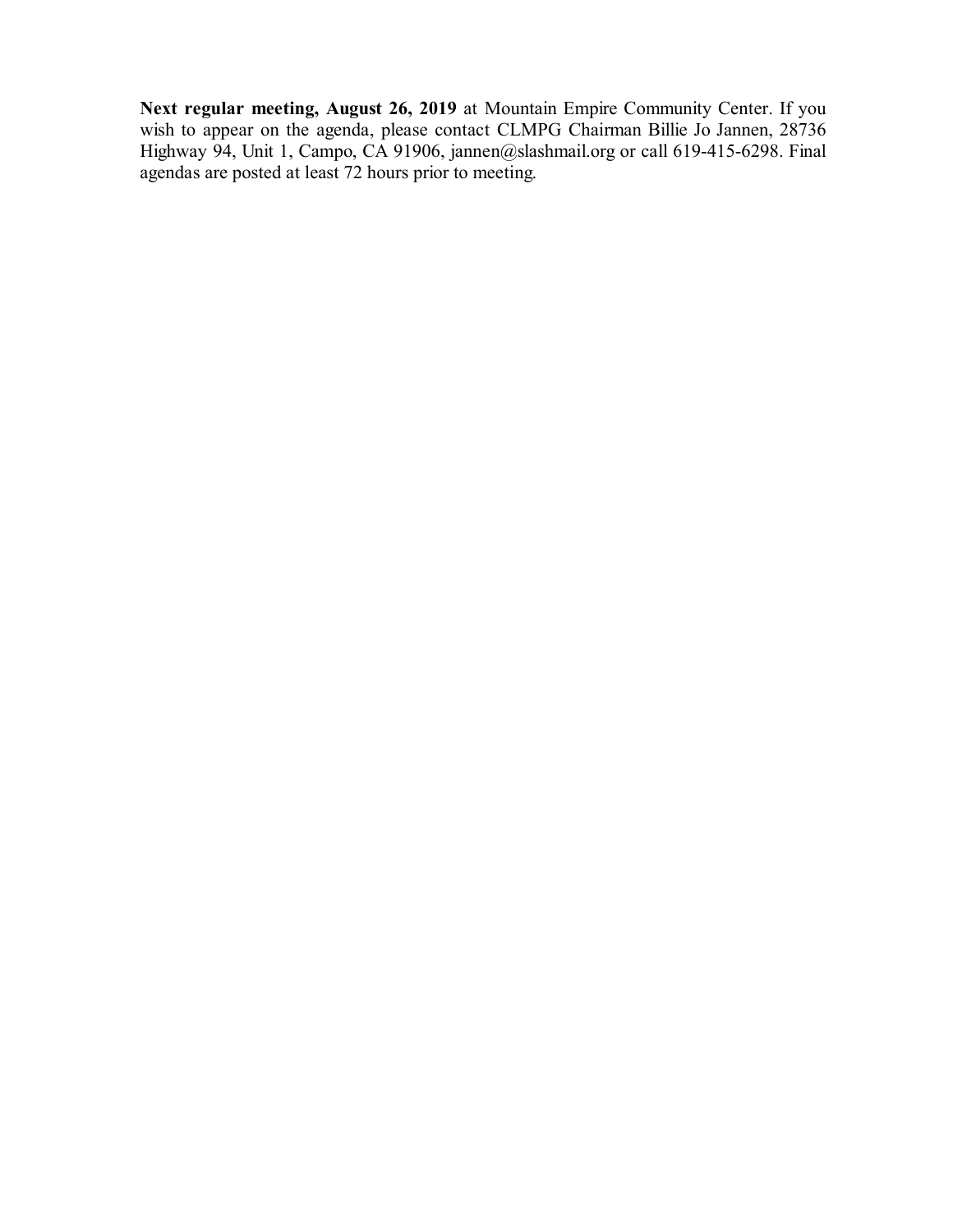**Next regular meeting, August 26, 2019** at Mountain Empire Community Center. If you wish to appear on the agenda, please contact CLMPG Chairman Billie Jo Jannen, 28736 Highway 94, Unit 1, Campo, CA 91906, jannen@slashmail.org or call 619-415-6298. Final agendas are posted at least 72 hours prior to meeting.